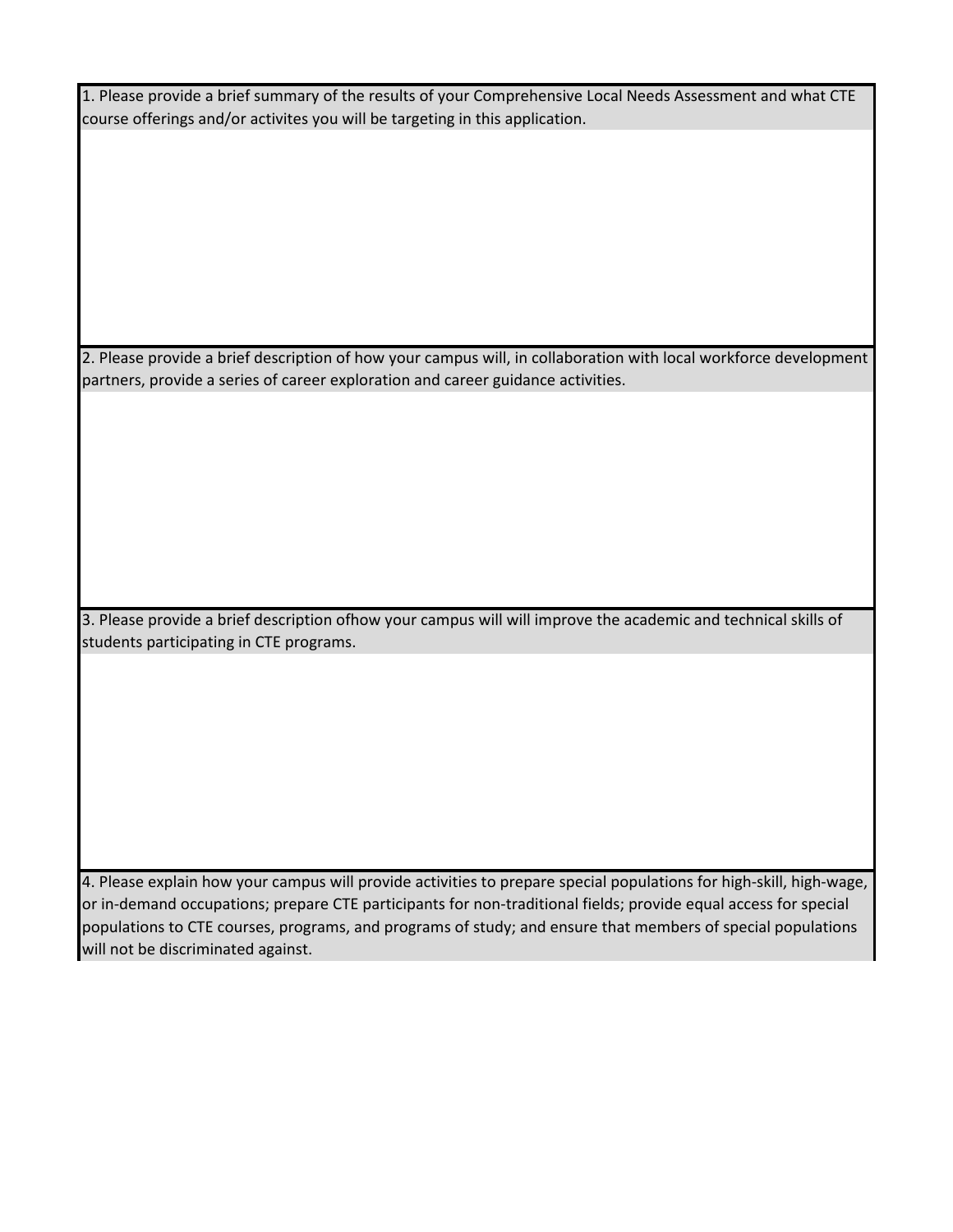1. Please provide a brief summary of the results of your Comprehensive Local Needs Assessment and what CTE course offerings and/or activites you will be targeting in this application.

2. Please provide a brief description of how your campus will, in collaboration with local workforce development partners, provide a series of career exploration and career guidance activities.

3. Please provide a brief description ofhow your campus will will improve the academic and technical skills of students participating in CTE programs.

4. Please explain how your campus will provide activities to prepare special populations for high-skill, high-wage, or in-demand occupations; prepare CTE participants for non-traditional fields; provide equal access for special populations to CTE courses, programs, and programs of study; and ensure that members of special populations will not be discriminated against.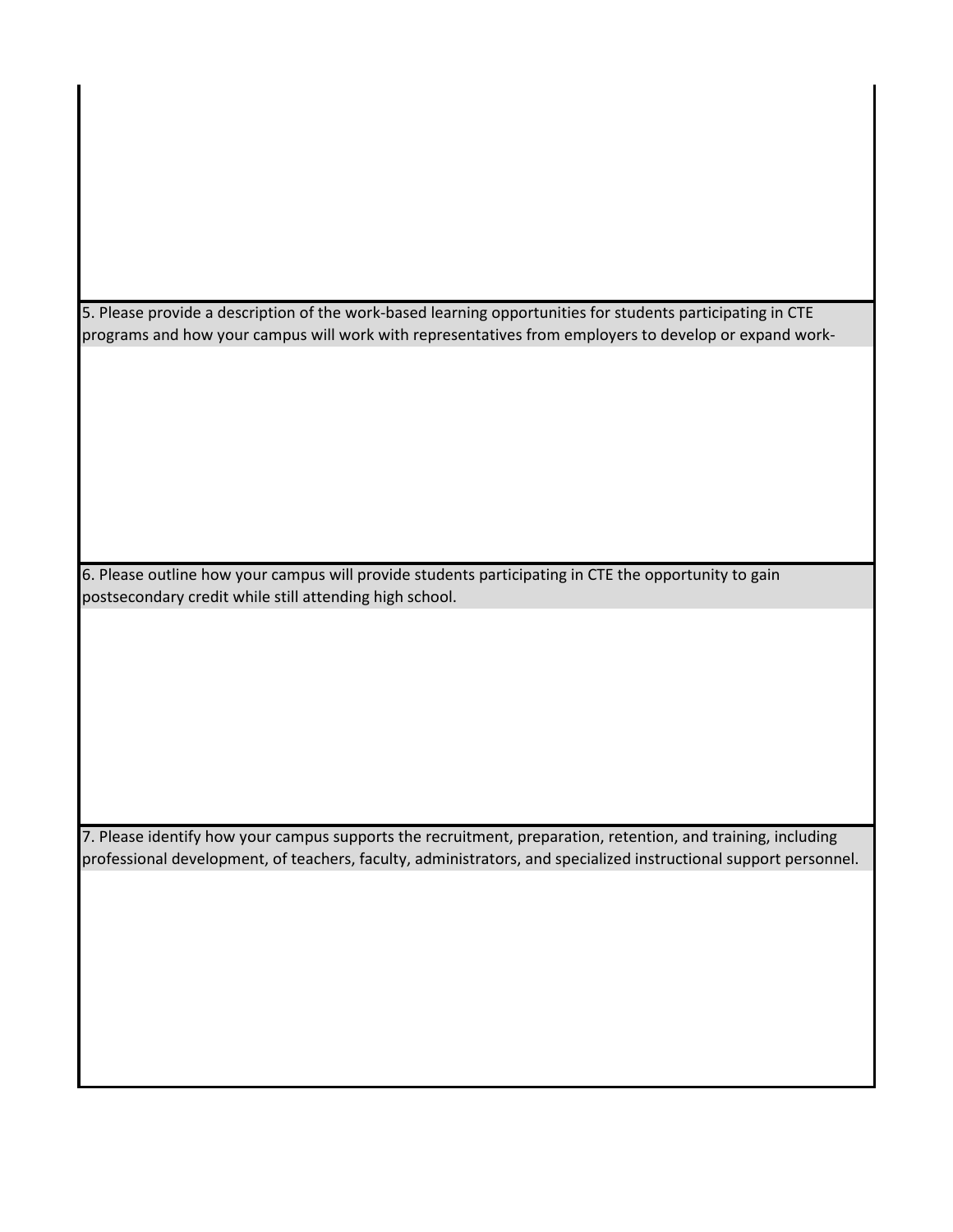5. Please provide a description of the work-based learning opportunities for students participating in CTE programs and how your campus will work with representatives from employers to develop or expand work-

6. Please outline how your campus will provide students participating in CTE the opportunity to gain postsecondary credit while still attending high school.

7. Please identify how your campus supports the recruitment, preparation, retention, and training, including professional development, of teachers, faculty, administrators, and specialized instructional support personnel.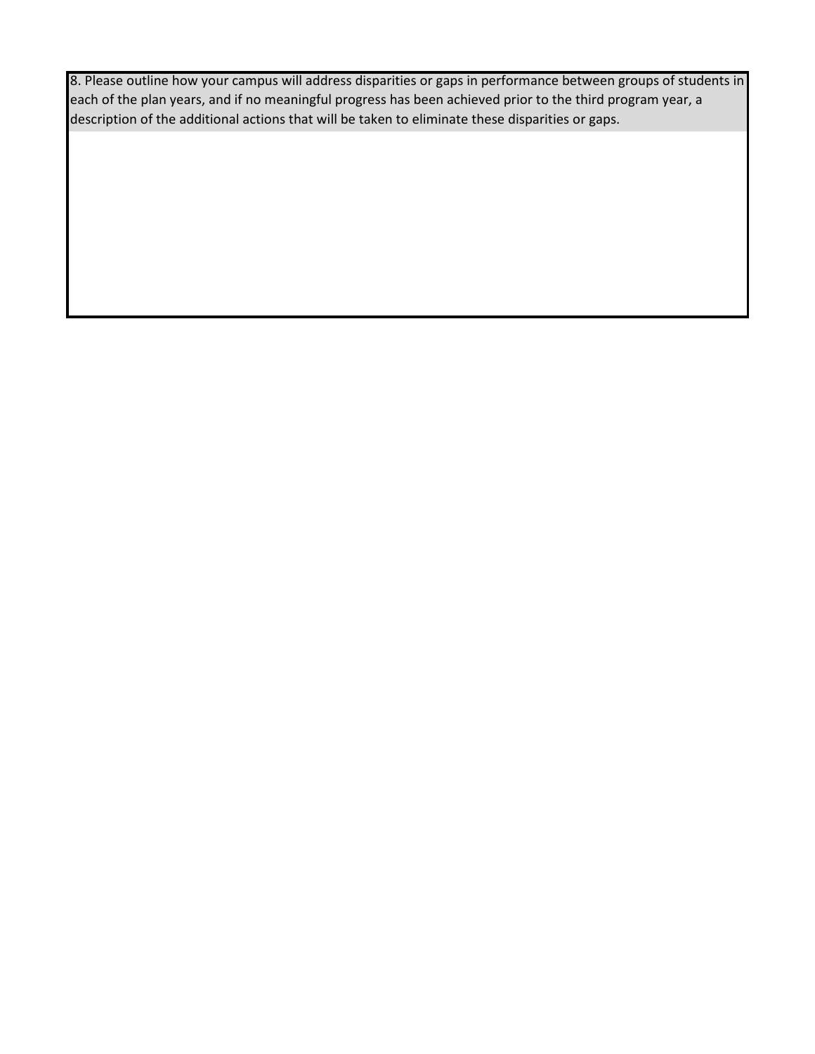8. Please outline how your campus will address disparities or gaps in performance between groups of students in each of the plan years, and if no meaningful progress has been achieved prior to the third program year, a description of the additional actions that will be taken to eliminate these disparities or gaps.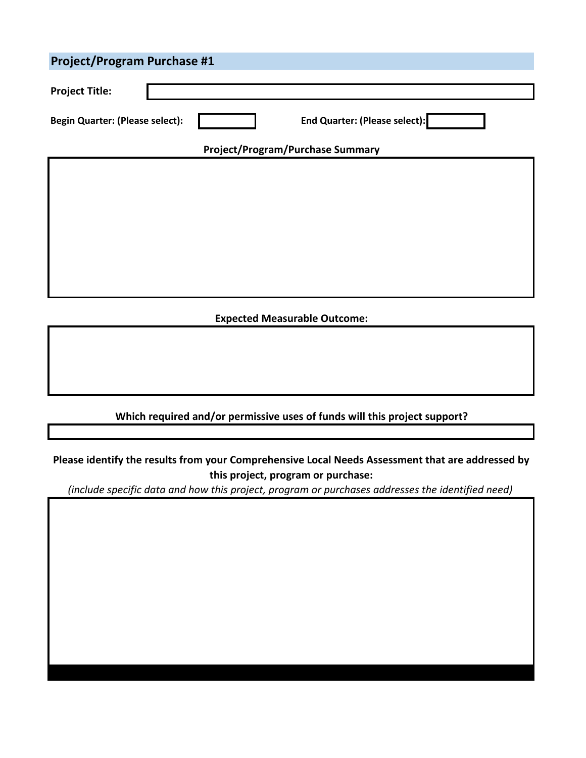## Project/Program Purchase #1

**Project Title:**

**Begin Quarter: (Please select):** 

**End Quarter: (Please select):**

**Project/Program/Purchase Summary**

**Expected Measurable Outcome:**

**Which required and/or permissive uses of funds will this project support?**

**Please identify the results from your Comprehensive Local Needs Assessment that are addressed by this project, program or purchase:**

*(include specific data and how this project, program or purchases addresses the identified need)*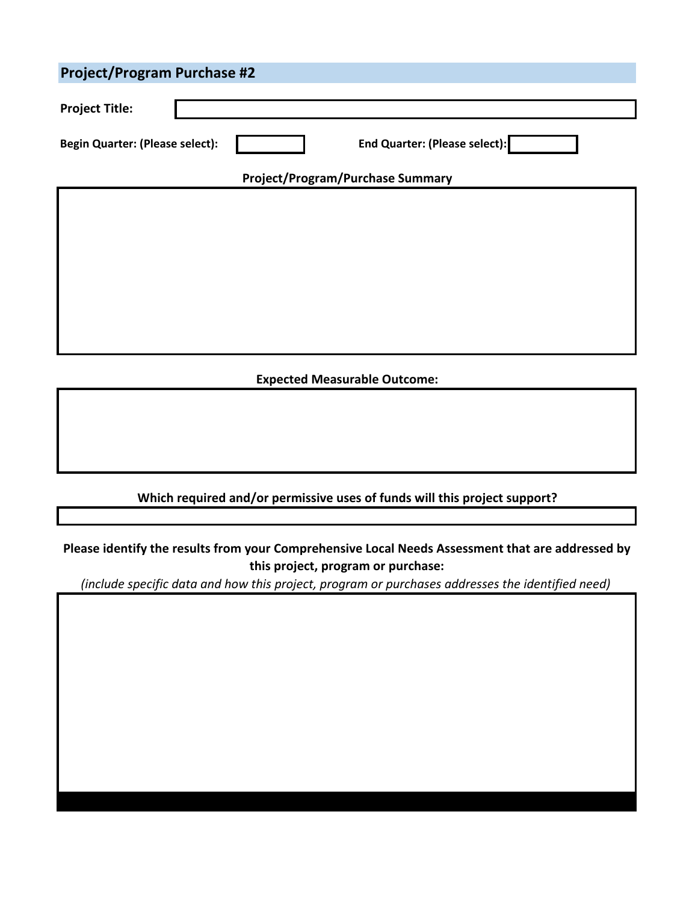## Project/Program Purchase #2

**Project Title:**

**Begin Quarter: (Please select):** **End Quarter: (Please select):**

**Project/Program/Purchase Summary**

**Expected Measurable Outcome:**

**Which required and/or permissive uses of funds will this project support?**

**Please identify the results from your Comprehensive Local Needs Assessment that are addressed by this project, program or purchase:**

*(include specific data and how this project, program or purchases addresses the identified need)*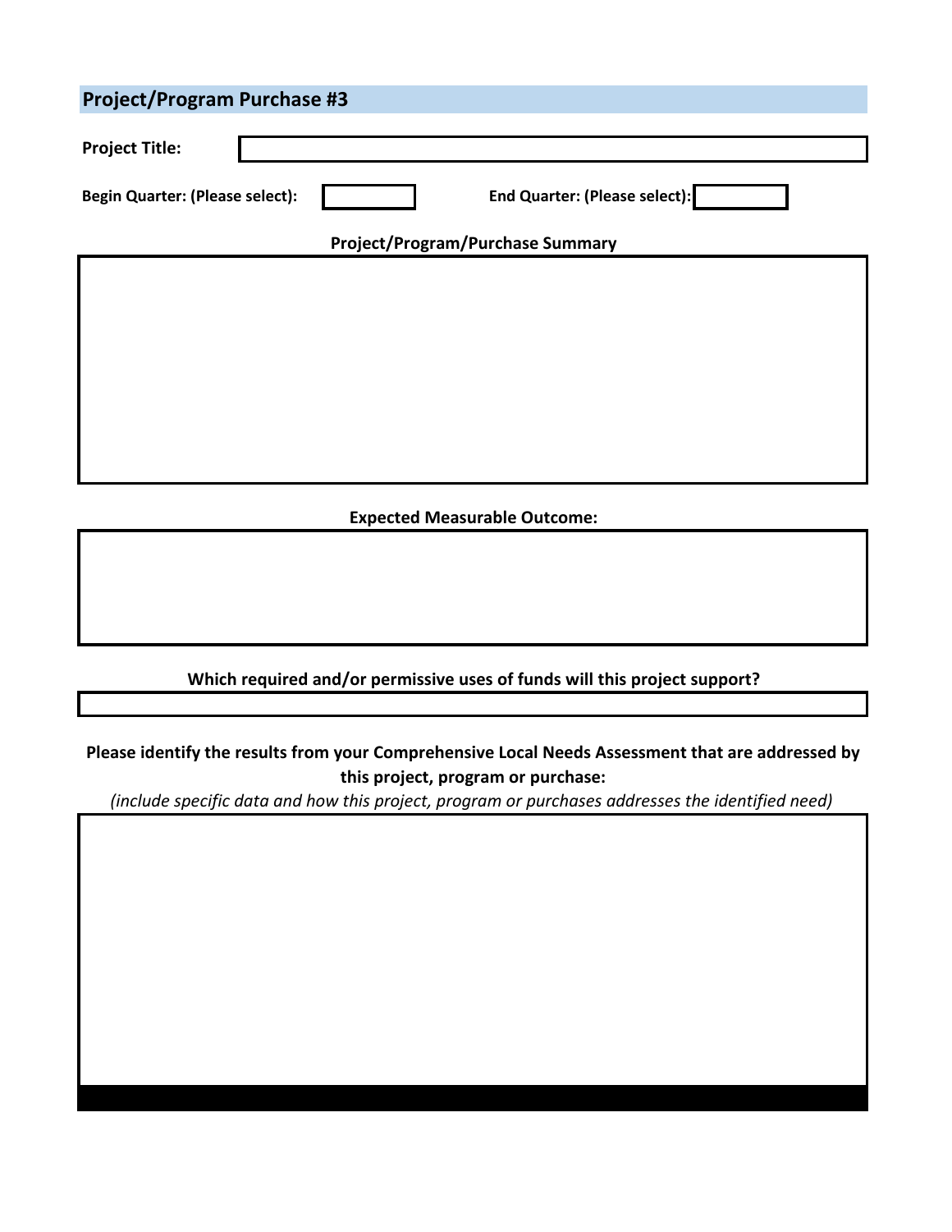## Project/Program Purchase #3

**Project Title:**

**Begin Quarter: (Please select):** **End Quarter: (Please select):**

**Project/Program/Purchase Summary**

**Expected Measurable Outcome:**

**Which required and/or permissive uses of funds will this project support?**

**Please identify the results from your Comprehensive Local Needs Assessment that are addressed by this project, program or purchase:**

*(include specific data and how this project, program or purchases addresses the identified need)*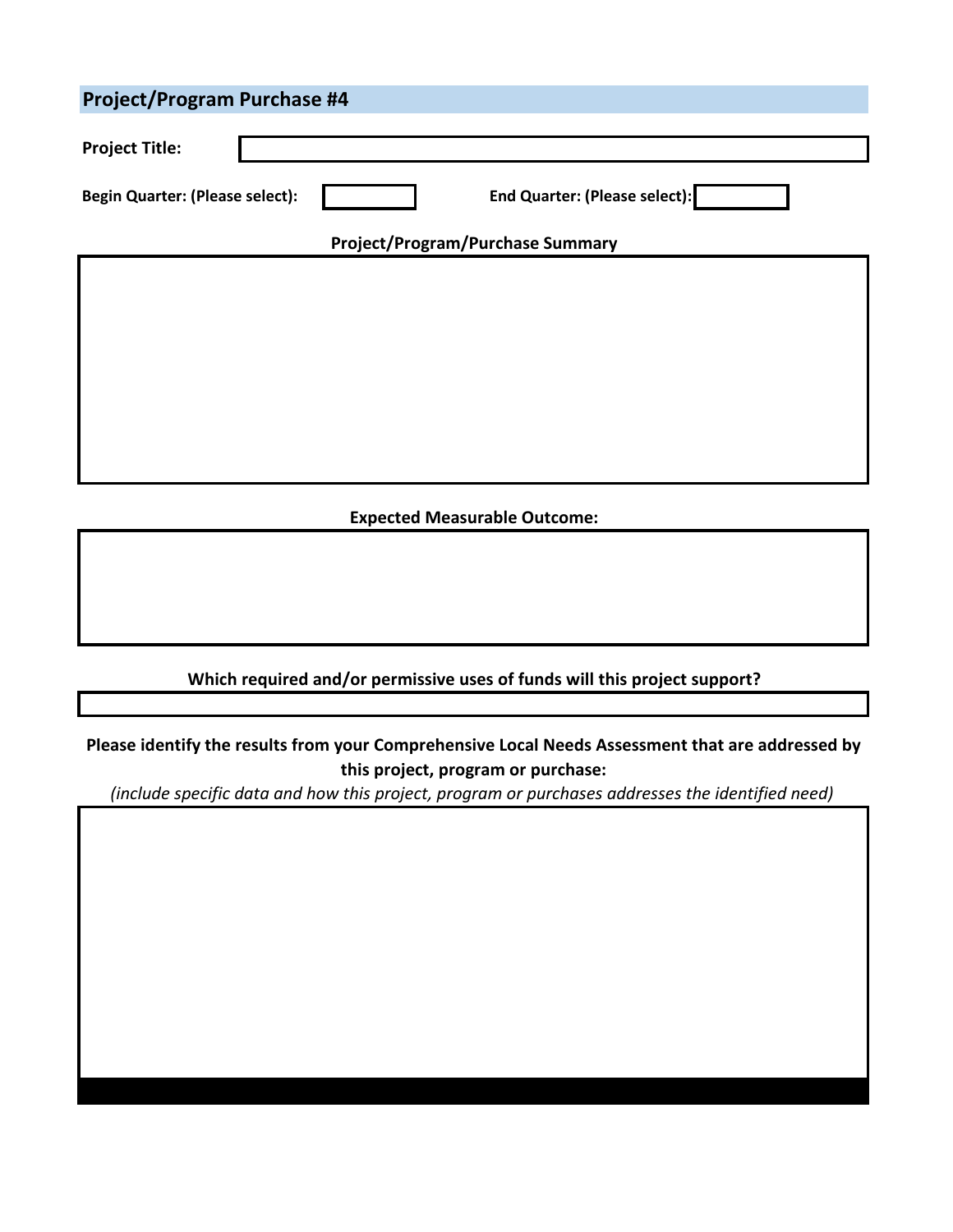## Project/Program Purchase #4

**Project Title:**

**Begin Quarter: (Please select):** **End Quarter: (Please select):**

**Project/Program/Purchase Summary**

**Expected Measurable Outcome:**

**Which required and/or permissive uses of funds will this project support?**

**Please identify the results from your Comprehensive Local Needs Assessment that are addressed by this project, program or purchase:**

*(include specific data and how this project, program or purchases addresses the identified need)*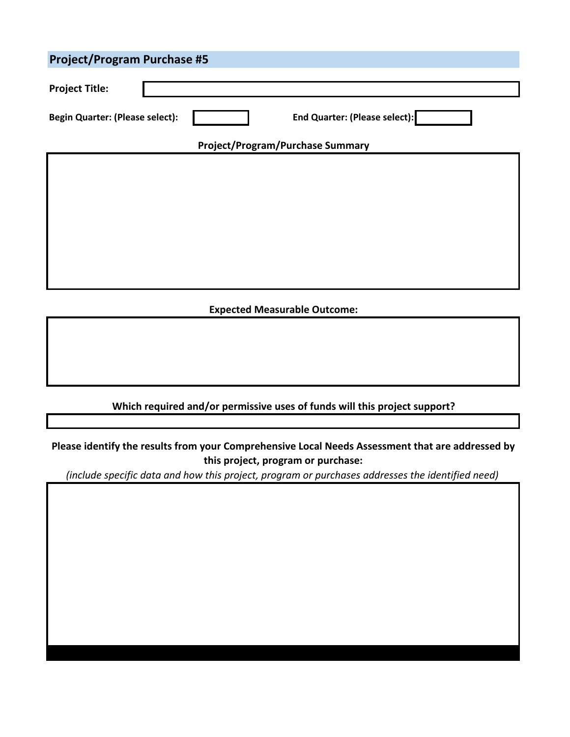## Project/Program Purchase #5

**Project Title:**

**Begin Quarter: (Please select):** **End Quarter: (Please select):**

**Project/Program/Purchase Summary**

**Expected Measurable Outcome:**

**Which required and/or permissive uses of funds will this project support?**

**Please identify the results from your Comprehensive Local Needs Assessment that are addressed by this project, program or purchase:**

*(include specific data and how this project, program or purchases addresses the identified need)*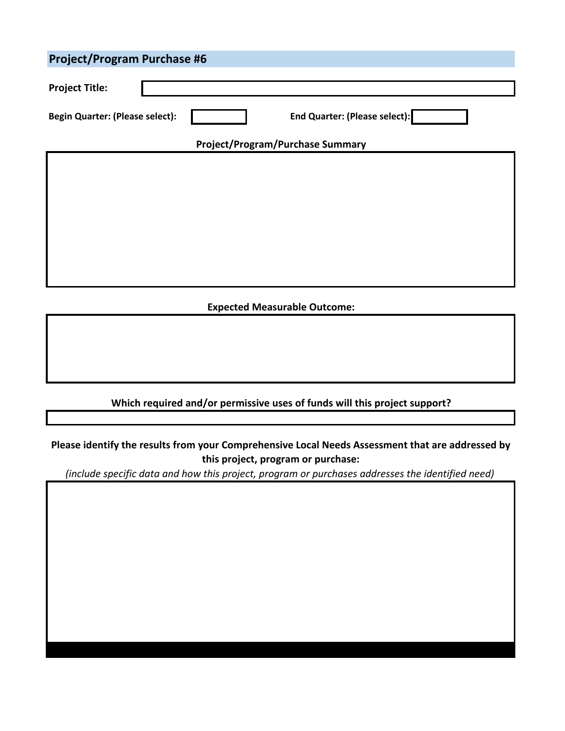## Project/Program Purchase #6

**Project Title:**

**Begin Quarter: (Please select):** **End Quarter: (Please select):**

**Project/Program/Purchase Summary**

**Expected Measurable Outcome:**

**Which required and/or permissive uses of funds will this project support?**

**Please identify the results from your Comprehensive Local Needs Assessment that are addressed by this project, program or purchase:**

*(include specific data and how this project, program or purchases addresses the identified need)*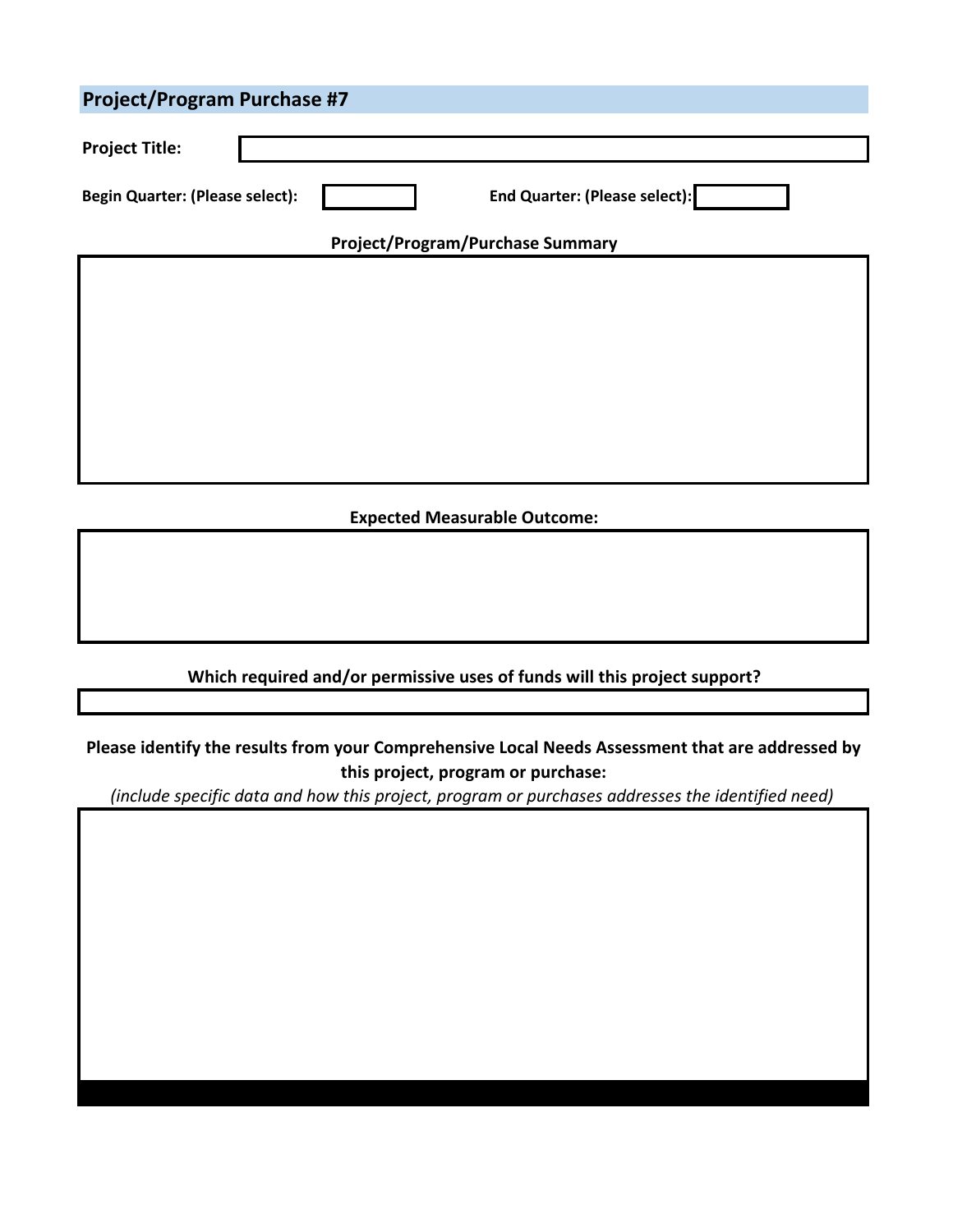## Project/Program Purchase #7

**Project Title:**

**Begin Quarter: (Please select):** **End Quarter: (Please select):**

**Project/Program/Purchase Summary**

**Expected Measurable Outcome:**

**Which required and/or permissive uses of funds will this project support?**

**Please identify the results from your Comprehensive Local Needs Assessment that are addressed by this project, program or purchase:**

*(include specific data and how this project, program or purchases addresses the identified need)*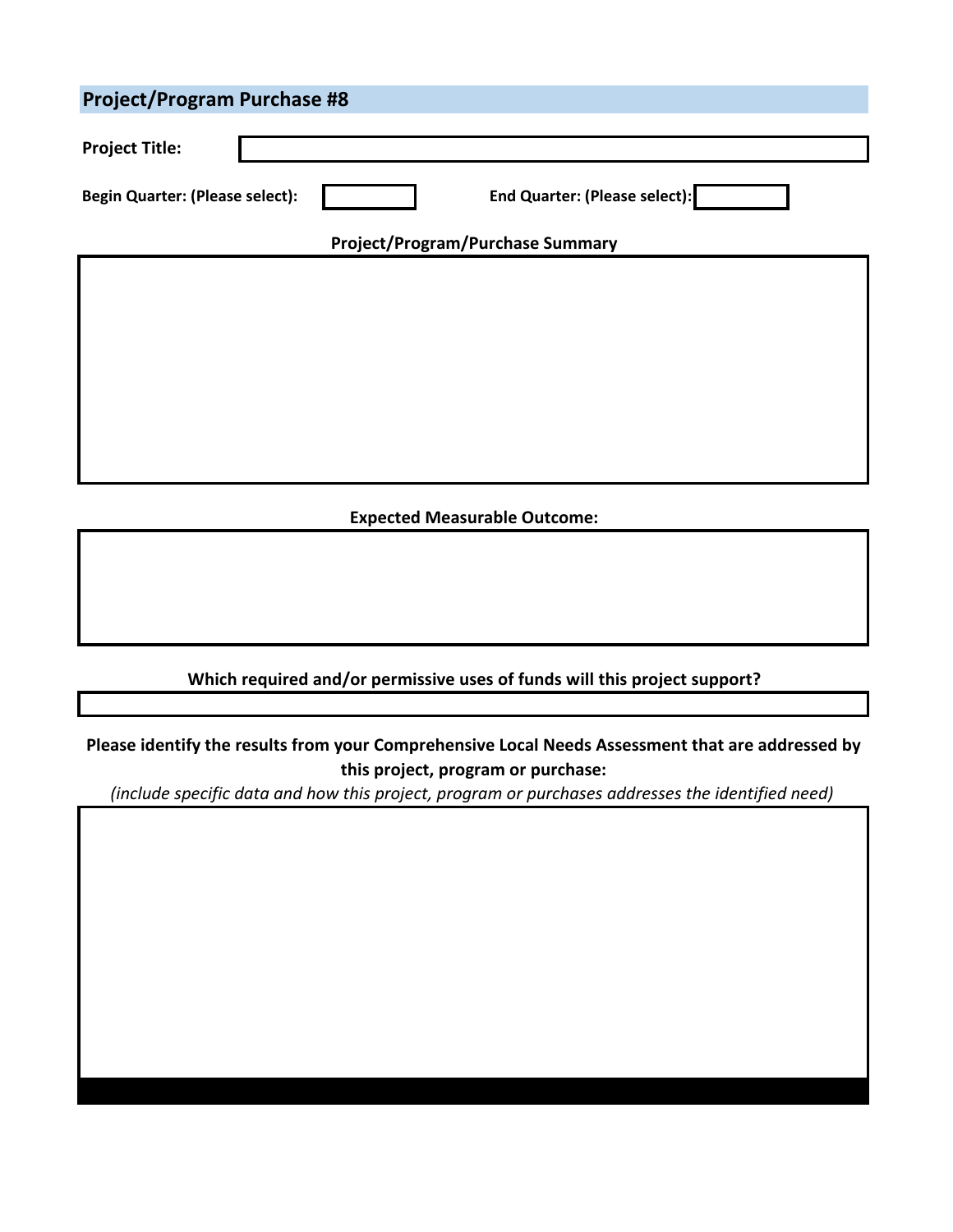## Project/Program Purchase #8

**Project Title:**

**Begin Quarter: (Please select):** 　　　**End Quarter: (Please select):**

**Project/Program/Purchase Summary**

**Expected Measurable Outcome:**

**Which required and/or permissive uses of funds will this project support?**

**Please identify the results from your Comprehensive Local Needs Assessment that are addressed by this project, program or purchase:**

*(include specific data and how this project, program or purchases addresses the identified need)*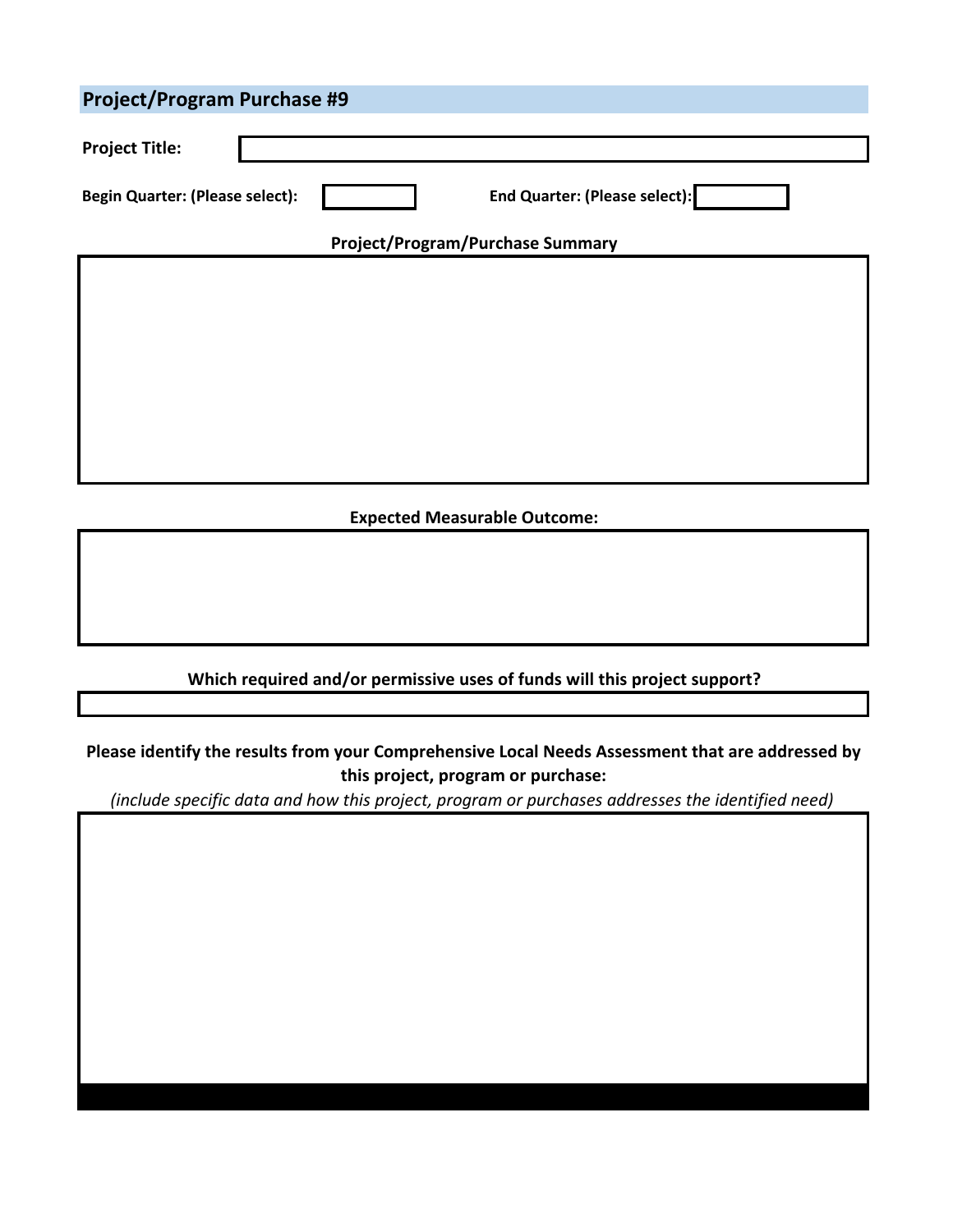## Project/Program Purchase #9

**Project Title:**

**Begin Quarter: (Please select):** **End Quarter: (Please select):**

**Project/Program/Purchase Summary**

**Expected Measurable Outcome:**

**Which required and/or permissive uses of funds will this project support?**

**Please identify the results from your Comprehensive Local Needs Assessment that are addressed by this project, program or purchase:**

*(include specific data and how this project, program or purchases addresses the identified need)*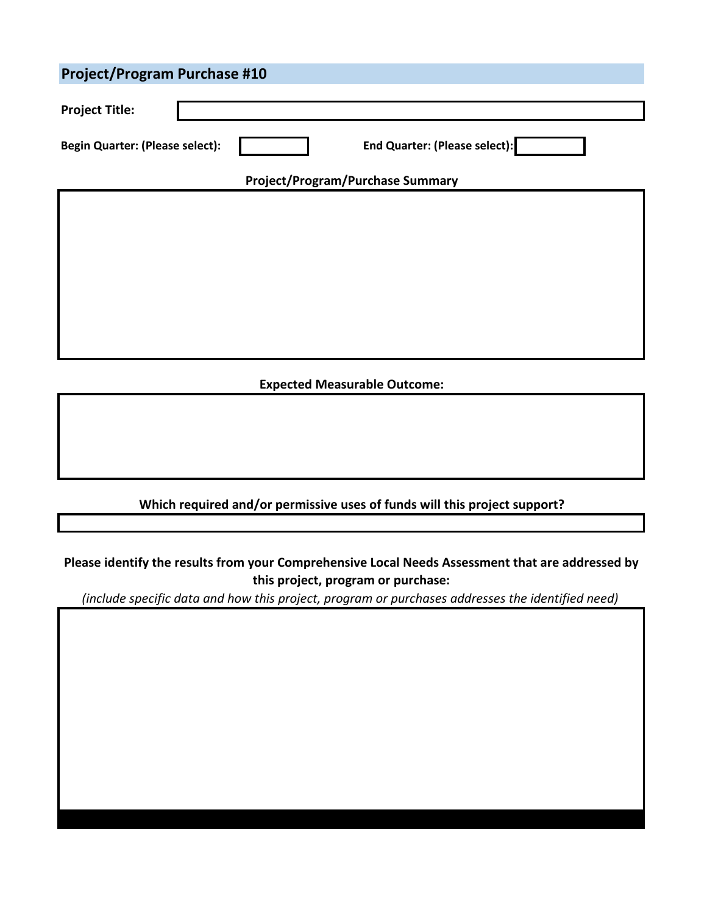## Project/Program Purchase #10

**Project Title:**

**Begin Quarter: (Please select):** **End Quarter: (Please select):**

**Project/Program/Purchase Summary**

**Expected Measurable Outcome:**

**Which required and/or permissive uses of funds will this project support?**

**Please identify the results from your Comprehensive Local Needs Assessment that are addressed by this project, program or purchase:**

*(include specific data and how this project, program or purchases addresses the identified need)*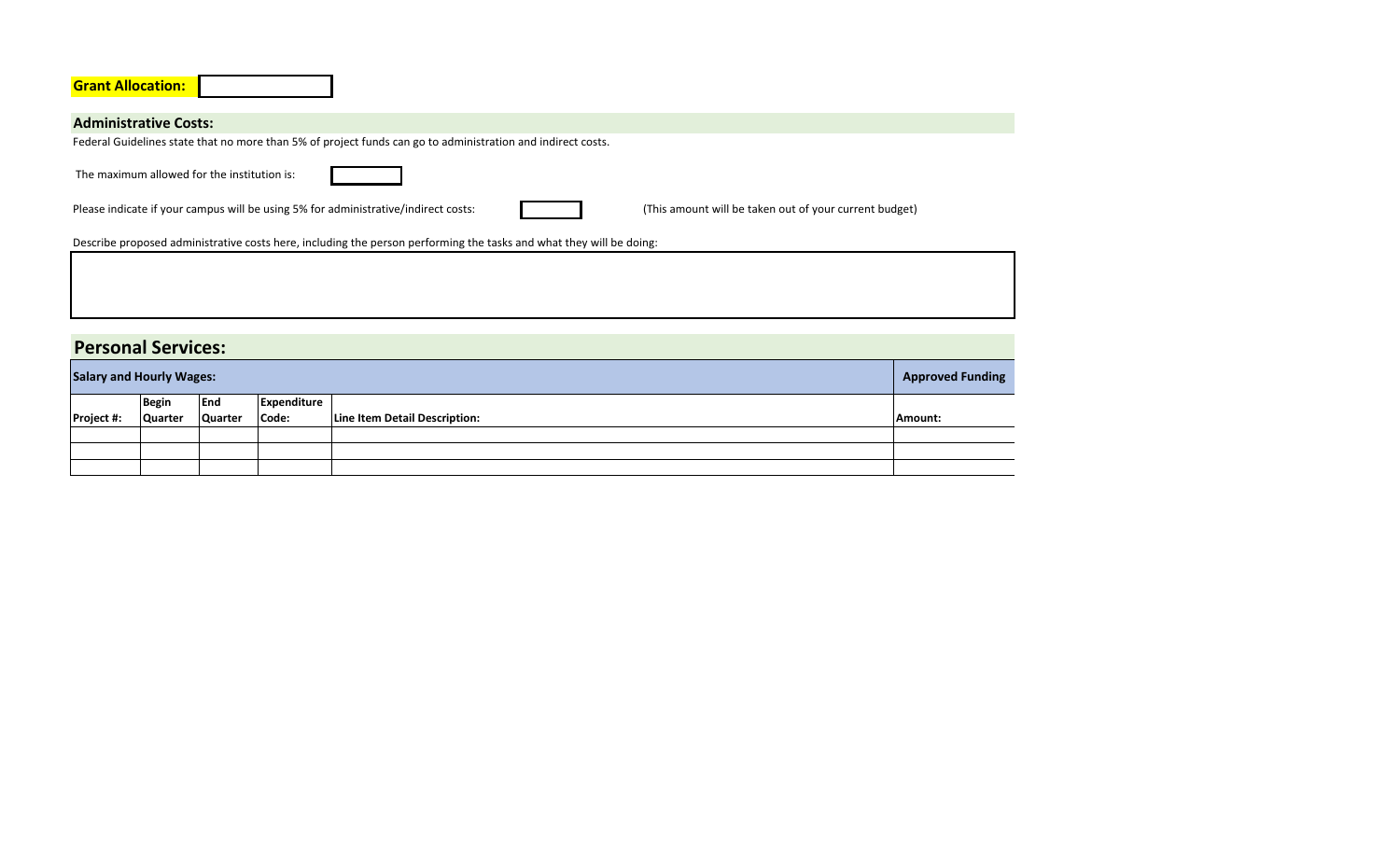**Grant Allocation:**

## Administrative Costs:

Federal Guidelines state that no more than 5% of project funds can go to administration and indirect costs.

The maximum allowed for the institution is:

Please indicate if your campus will be using 5% for administrative/indirect costs: (This amount will be taken out of your current budget)

Describe proposed administrative costs here, including the person performing the tasks and what they will be doing:

## Personal Services:

| **Salary and Hourly Wages:** | | | | | **Approved Funding** |
|---|---|---|---|---|---|
| **Project #:** | **Begin Quarter** | **End Quarter** | **Expenditure Code:** | **Line Item Detail Description:** | **Amount:** |
| | | | | | |
| | | | | | |
| | | | | | |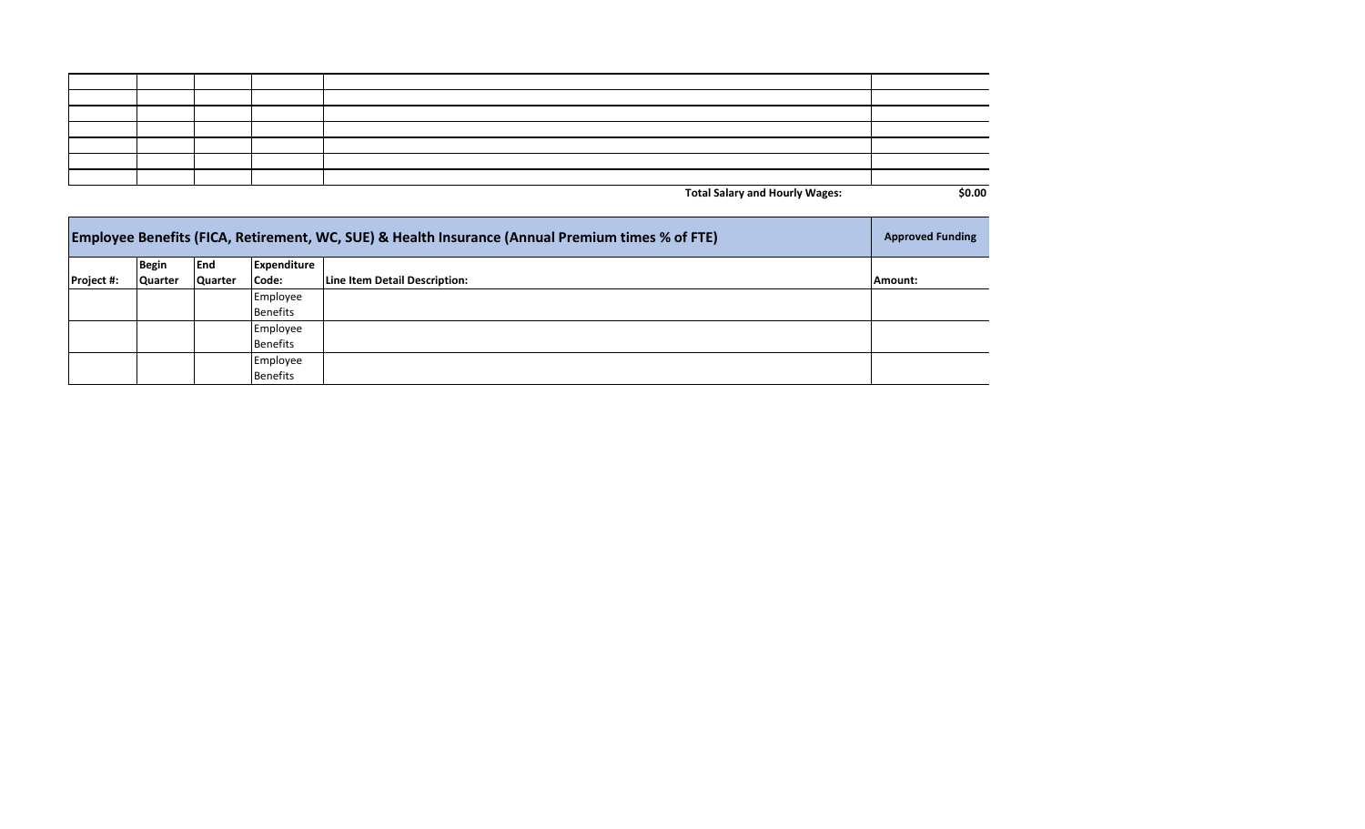| | | | | | |
|---|---|---|---|---|---|
| | | | | | |
| | | | | | |
| | | | | | |
| | | | | | |
| | | | | | |
| | | | | | |
| | | | | | |
| | | | | **Total Salary and Hourly Wages:** | **$0.00** |

| **Employee Benefits (FICA, Retirement, WC, SUE) & Health Insurance (Annual Premium times % of FTE)** | | | | | **Approved Funding** |
|---|---|---|---|---|---|
| **Project #:** | **Begin Quarter** | **End Quarter** | **Expenditure Code:** | **Line Item Detail Description:** | **Amount:** |
| | | | Employee Benefits | | |
| | | | Employee Benefits | | |
| | | | Employee Benefits | | |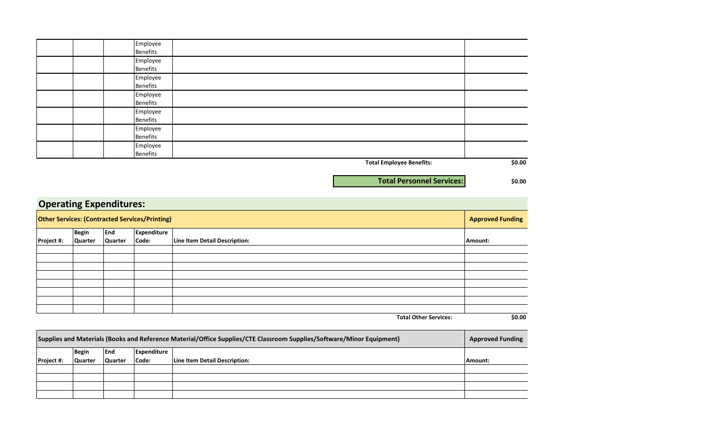| | | | Employee Benefits | | |
|---|---|---|---|---|---|
| | | | Employee Benefits | | |
| | | | Employee Benefits | | |
| | | | Employee Benefits | | |
| | | | Employee Benefits | | |
| | | | Employee Benefits | | |
| | | | Employee Benefits | | |
| | | | | **Total Employee Benefits:** | **$0.00** |

**Total Personnel Services:** **$0.00**

## Operating Expenditures:

| **Other Services: (Contracted Services/Printing)** | | | | | **Approved Funding** |
|---|---|---|---|---|---|
| **Project #:** | **Begin Quarter** | **End Quarter** | **Expenditure Code:** | **Line Item Detail Description:** | **Amount:** |
| | | | | | |
| | | | | | |
| | | | | | |
| | | | | | |
| | | | | | |
| | | | | | |
| | | | | | |
| | | | | | |
| | | | | **Total Other Services:** | **$0.00** |

| **Supplies and Materials (Books and Reference Material/Office Supplies/CTE Classroom Supplies/Software/Minor Equipment)** | | | | | **Approved Funding** |
|---|---|---|---|---|---|
| **Project #:** | **Begin Quarter** | **End Quarter** | **Expenditure Code:** | **Line Item Detail Description:** | **Amount:** |
| | | | | | |
| | | | | | |
| | | | | | |
| | | | | | |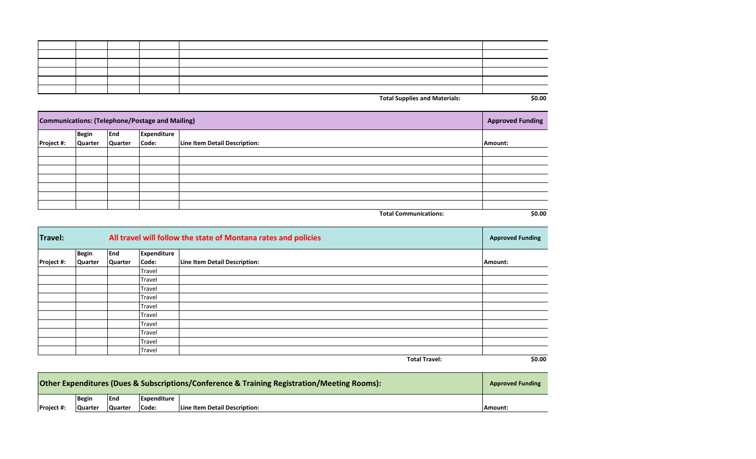| | | | | | |
|---|---|---|---|---|---|
| | | | | | |
| | | | | | |
| | | | | | |
| | | | | | |
| | | | | | |
| | | | | | |
| | | | | **Total Supplies and Materials:** | **$0.00** |

| **Communications: (Telephone/Postage and Mailing)** | | | | | **Approved Funding** |
|---|---|---|---|---|---|
| **Project #:** | **Begin Quarter** | **End Quarter** | **Expenditure Code:** | **Line Item Detail Description:** | **Amount:** |
| | | | | | |
| | | | | | |
| | | | | | |
| | | | | | |
| | | | | | |
| | | | | | |
| | | | | | |
| | | | | **Total Communications:** | **$0.00** |

| **Travel:** | **All travel will follow the state of Montana rates and policies** | | | | **Approved Funding** |
|---|---|---|---|---|---|
| **Project #:** | **Begin Quarter** | **End Quarter** | **Expenditure Code:** | **Line Item Detail Description:** | **Amount:** |
| | | | Travel | | |
| | | | Travel | | |
| | | | Travel | | |
| | | | Travel | | |
| | | | Travel | | |
| | | | Travel | | |
| | | | Travel | | |
| | | | Travel | | |
| | | | Travel | | |
| | | | Travel | | |
| | | | | **Total Travel:** | **$0.00** |

| **Other Expenditures (Dues & Subscriptions/Conference & Training Registration/Meeting Rooms):** | | | | | **Approved Funding** |
|---|---|---|---|---|---|
| **Project #:** | **Begin Quarter** | **End Quarter** | **Expenditure Code:** | **Line Item Detail Description:** | **Amount:** |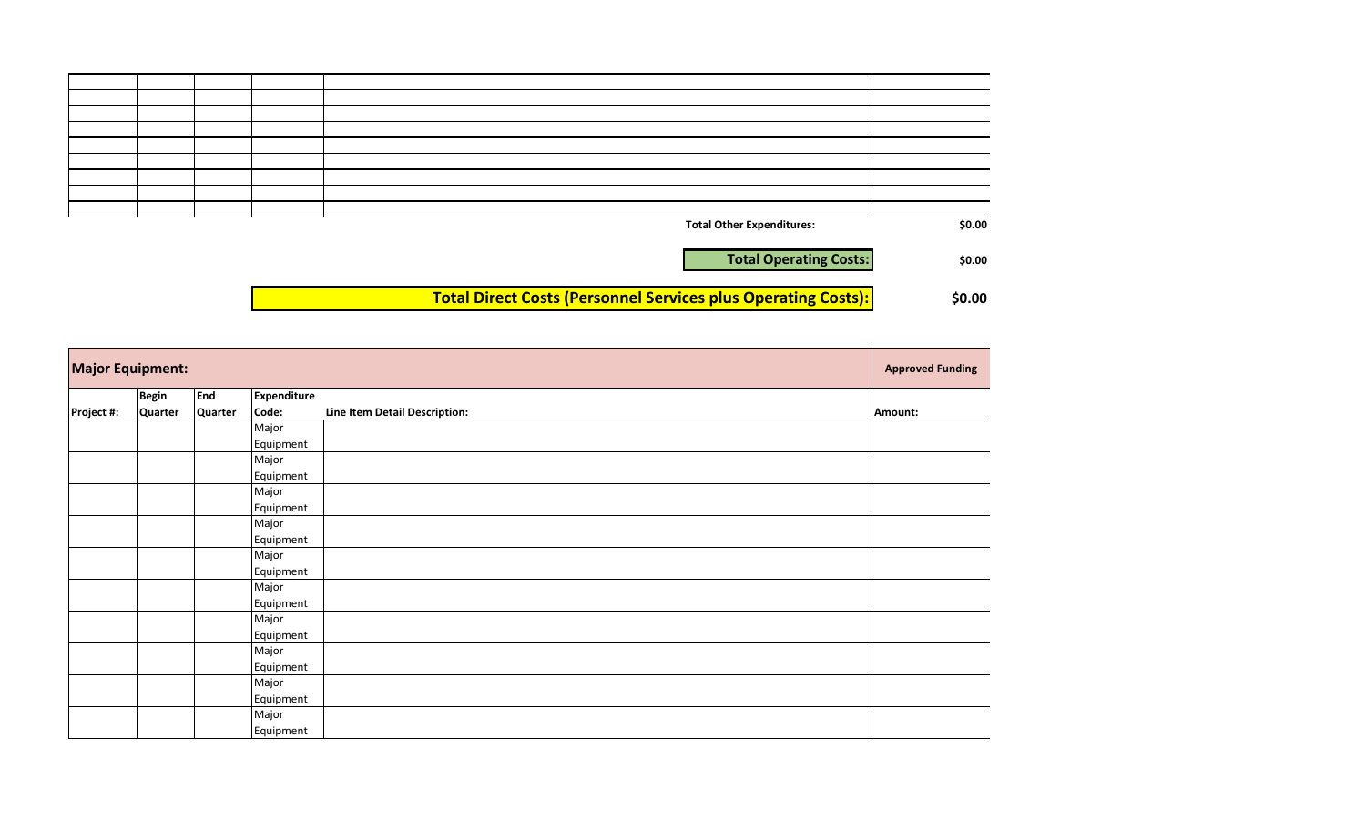| | | | | | |
|---|---|---|---|---|---|
| | | | | | |
| | | | | | |
| | | | | | |
| | | | | | |
| | | | | | |
| | | | | | |
| | | | | | |
| | | | | | |
| | | | | | |

**Total Other Expenditures:** **$0.00**

**Total Operating Costs:** **$0.00**

**Total Direct Costs (Personnel Services plus Operating Costs):** **$0.00**

| **Major Equipment:** | | | | | **Approved Funding** |
|---|---|---|---|---|---|
| **Project #:** | **Begin Quarter** | **End Quarter** | **Expenditure Code:** | **Line Item Detail Description:** | **Amount:** |
| | | | Major Equipment | | |
| | | | Major Equipment | | |
| | | | Major Equipment | | |
| | | | Major Equipment | | |
| | | | Major Equipment | | |
| | | | Major Equipment | | |
| | | | Major Equipment | | |
| | | | Major Equipment | | |
| | | | Major Equipment | | |
| | | | Major Equipment | | |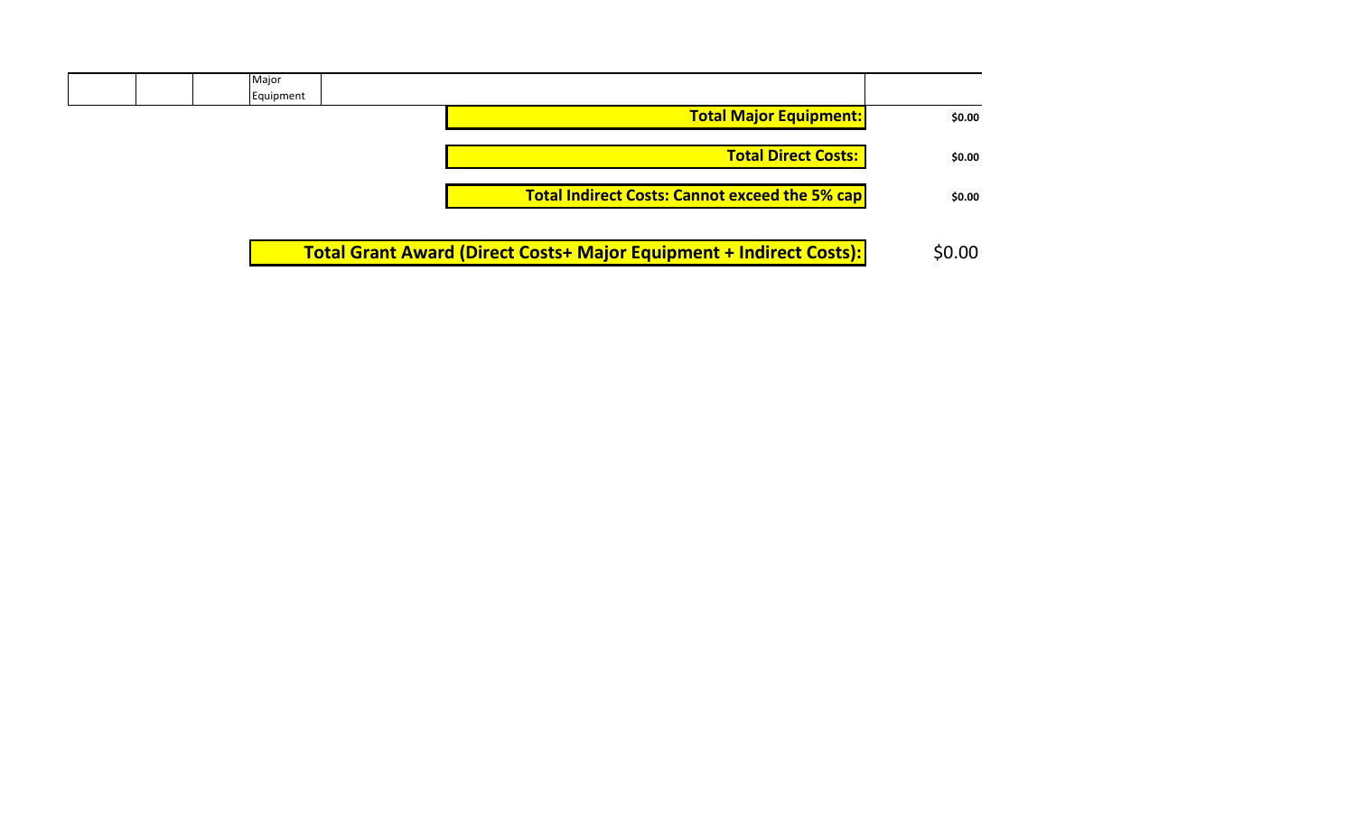| | | | Major Equipment | | |
|---|---|---|---|---|---|

| | |
|---|---|
| **Total Major Equipment:** | **$0.00** |
| **Total Direct Costs:** | **$0.00** |
| **Total Indirect Costs: Cannot exceed the 5% cap** | **$0.00** |
| **Total Grant Award (Direct Costs+ Major Equipment + Indirect Costs):** | $0.00 |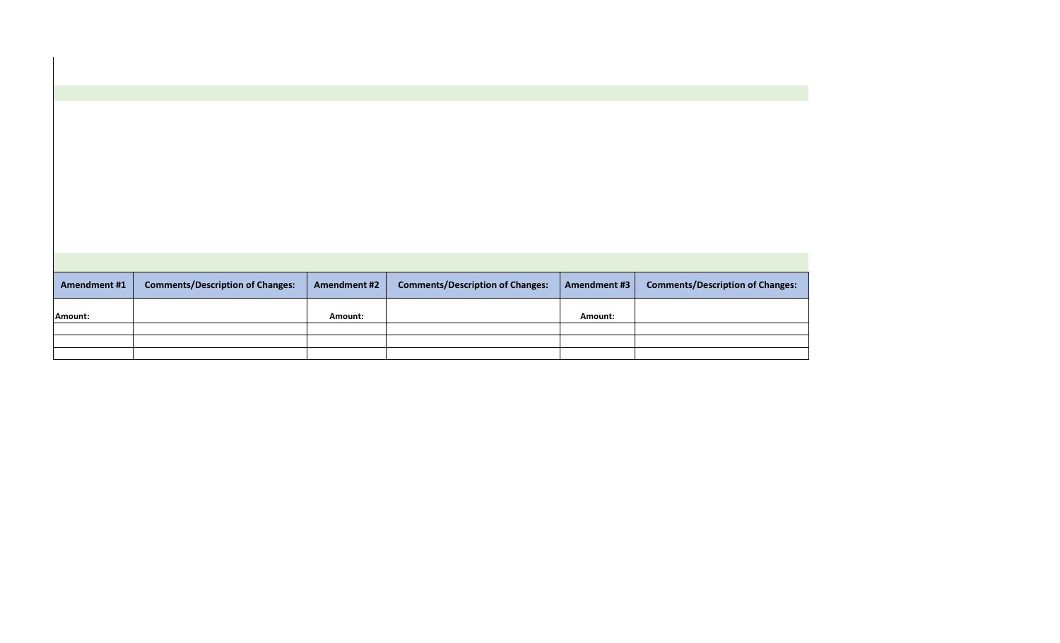| Amendment #1 | Comments/Description of Changes: | Amendment #2 | Comments/Description of Changes: | Amendment #3 | Comments/Description of Changes: |
|---|---|---|---|---|---|
| Amount: | | Amount: | | Amount: | |
| | | | | | |
| | | | | | |
| | | | | | |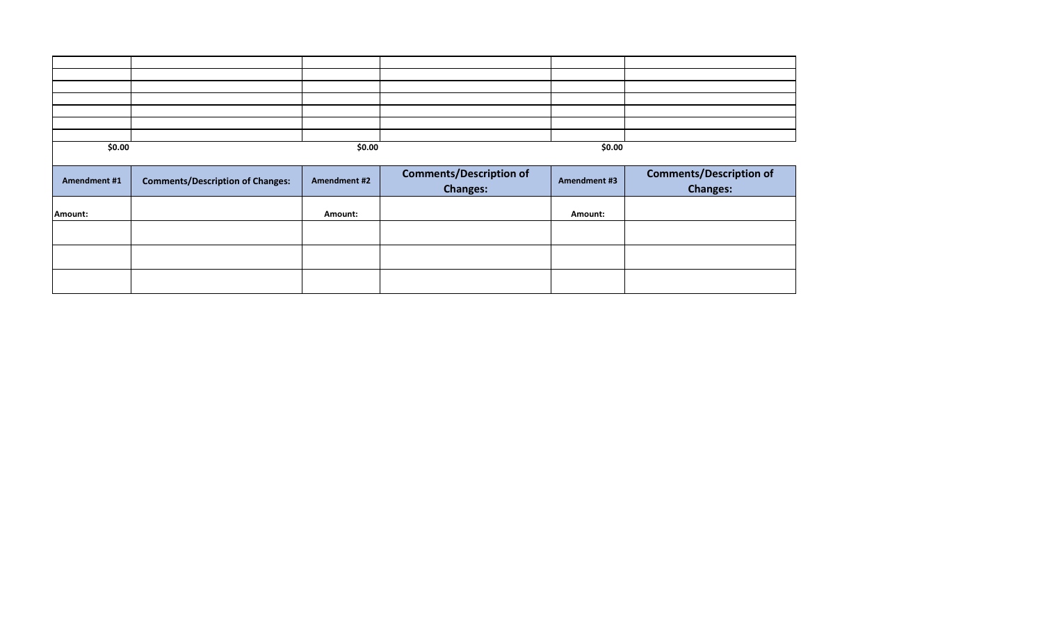| | | | | | |
|---|---|---|---|---|---|
| | | | | | |
| | | | | | |
| | | | | | |
| | | | | | |
| | | | | | |
| | | | | | |
| | | | | | |
| **$0.00** | | **$0.00** | | **$0.00** | |

| **Amendment #1** | **Comments/Description of Changes:** | **Amendment #2** | **Comments/Description of Changes:** | **Amendment #3** | **Comments/Description of Changes:** |
|---|---|---|---|---|---|
| **Amount:** | | **Amount:** | | **Amount:** | |
| | | | | | |
| | | | | | |
| | | | | | |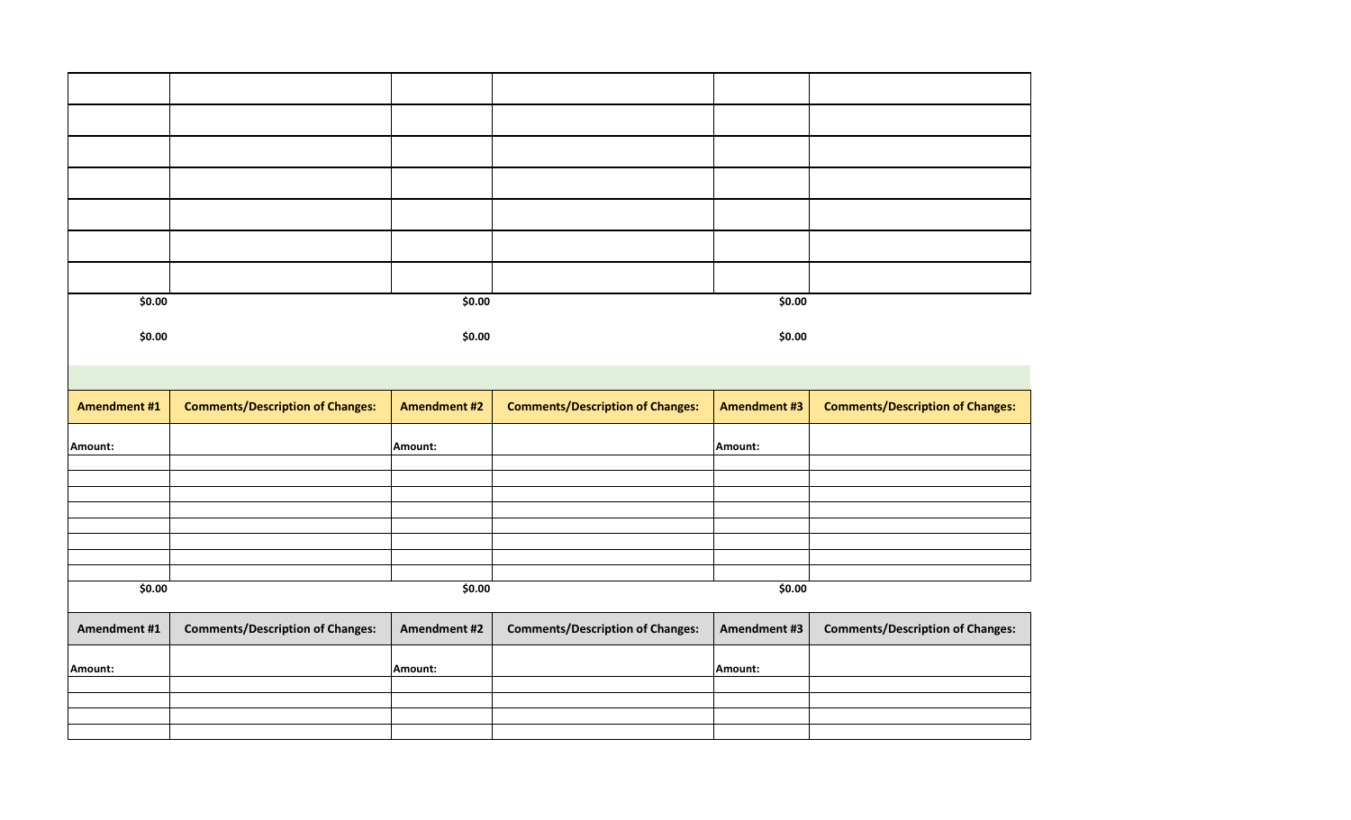| | | | | | |
|---|---|---|---|---|---|
| | | | | | |
| | | | | | |
| | | | | | |
| | | | | | |
| | | | | | |
| | | | | | |
| | | | | | |

| | | | | | |
|---|---|---|---|---|---|
| **$0.00** | | **$0.00** | | **$0.00** | |
| **$0.00** | | **$0.00** | | **$0.00** | |

| **Amendment #1** | **Comments/Description of Changes:** | **Amendment #2** | **Comments/Description of Changes:** | **Amendment #3** | **Comments/Description of Changes:** |
|---|---|---|---|---|---|
| **Amount:** | | **Amount:** | | **Amount:** | |
| | | | | | |
| | | | | | |
| | | | | | |
| | | | | | |
| | | | | | |
| | | | | | |
| | | | | | |
| | | | | | |
| **$0.00** | | **$0.00** | | **$0.00** | |

| **Amendment #1** | **Comments/Description of Changes:** | **Amendment #2** | **Comments/Description of Changes:** | **Amendment #3** | **Comments/Description of Changes:** |
|---|---|---|---|---|---|
| **Amount:** | | **Amount:** | | **Amount:** | |
| | | | | | |
| | | | | | |
| | | | | | |
| | | | | | |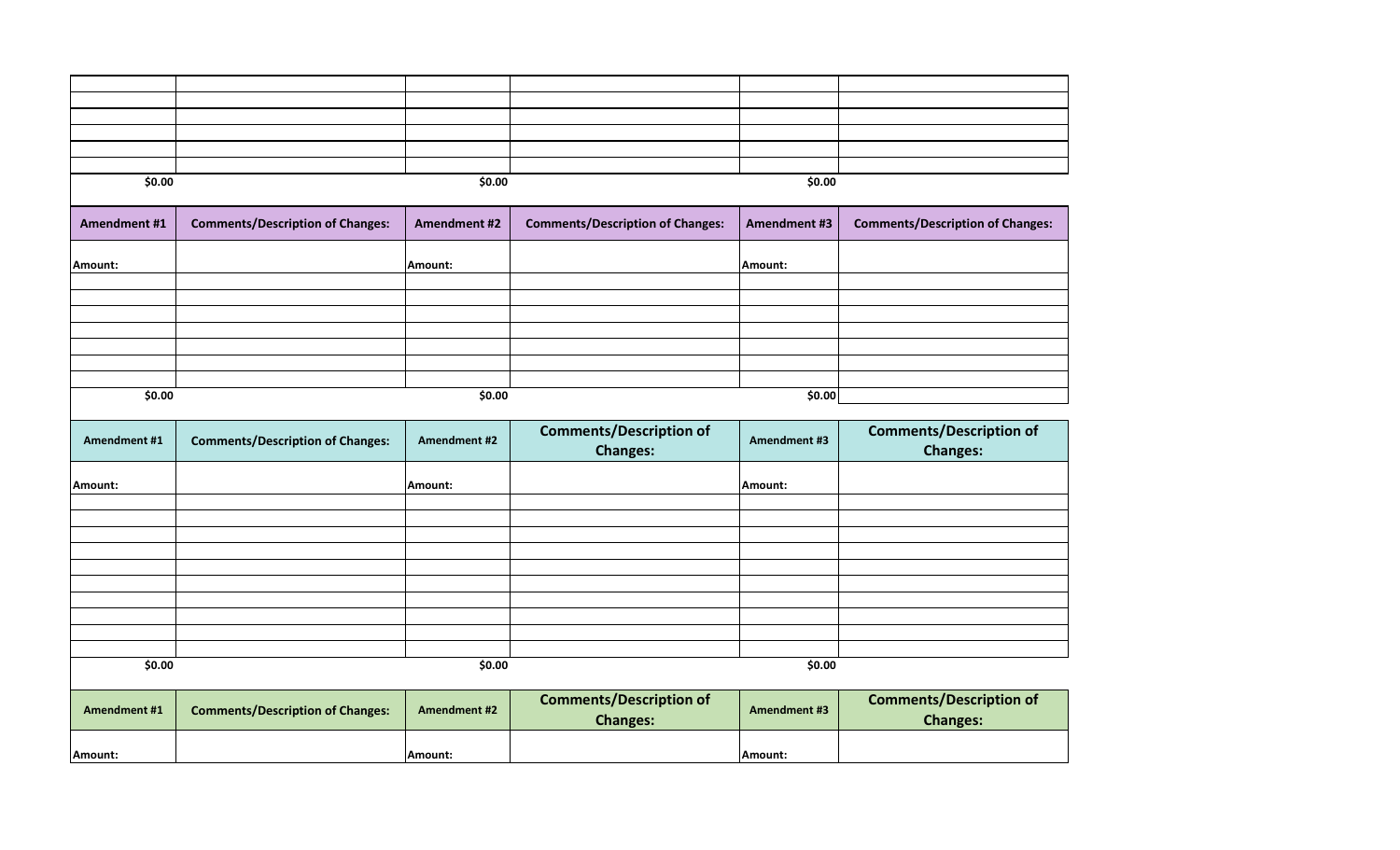| | | | | | |
|---|---|---|---|---|---|
| | | | | | |
| | | | | | |
| | | | | | |
| | | | | | |
| | | | | | |
| | | | | | |
| **$0.00** | | **$0.00** | | **$0.00** | |

| **Amendment #1** | **Comments/Description of Changes:** | **Amendment #2** | **Comments/Description of Changes:** | **Amendment #3** | **Comments/Description of Changes:** |
|---|---|---|---|---|---|
| **Amount:** | | **Amount:** | | **Amount:** | |
| | | | | | |
| | | | | | |
| | | | | | |
| | | | | | |
| | | | | | |
| | | | | | |
| | | | | | |
| **$0.00** | | **$0.00** | | **$0.00** | |

| **Amendment #1** | **Comments/Description of Changes:** | **Amendment #2** | **Comments/Description of Changes:** | **Amendment #3** | **Comments/Description of Changes:** |
|---|---|---|---|---|---|
| **Amount:** | | **Amount:** | | **Amount:** | |
| | | | | | |
| | | | | | |
| | | | | | |
| | | | | | |
| | | | | | |
| | | | | | |
| | | | | | |
| | | | | | |
| | | | | | |
| | | | | | |
| **$0.00** | | **$0.00** | | **$0.00** | |

| **Amendment #1** | **Comments/Description of Changes:** | **Amendment #2** | **Comments/Description of Changes:** | **Amendment #3** | **Comments/Description of Changes:** |
|---|---|---|---|---|---|
| **Amount:** | | **Amount:** | | **Amount:** | |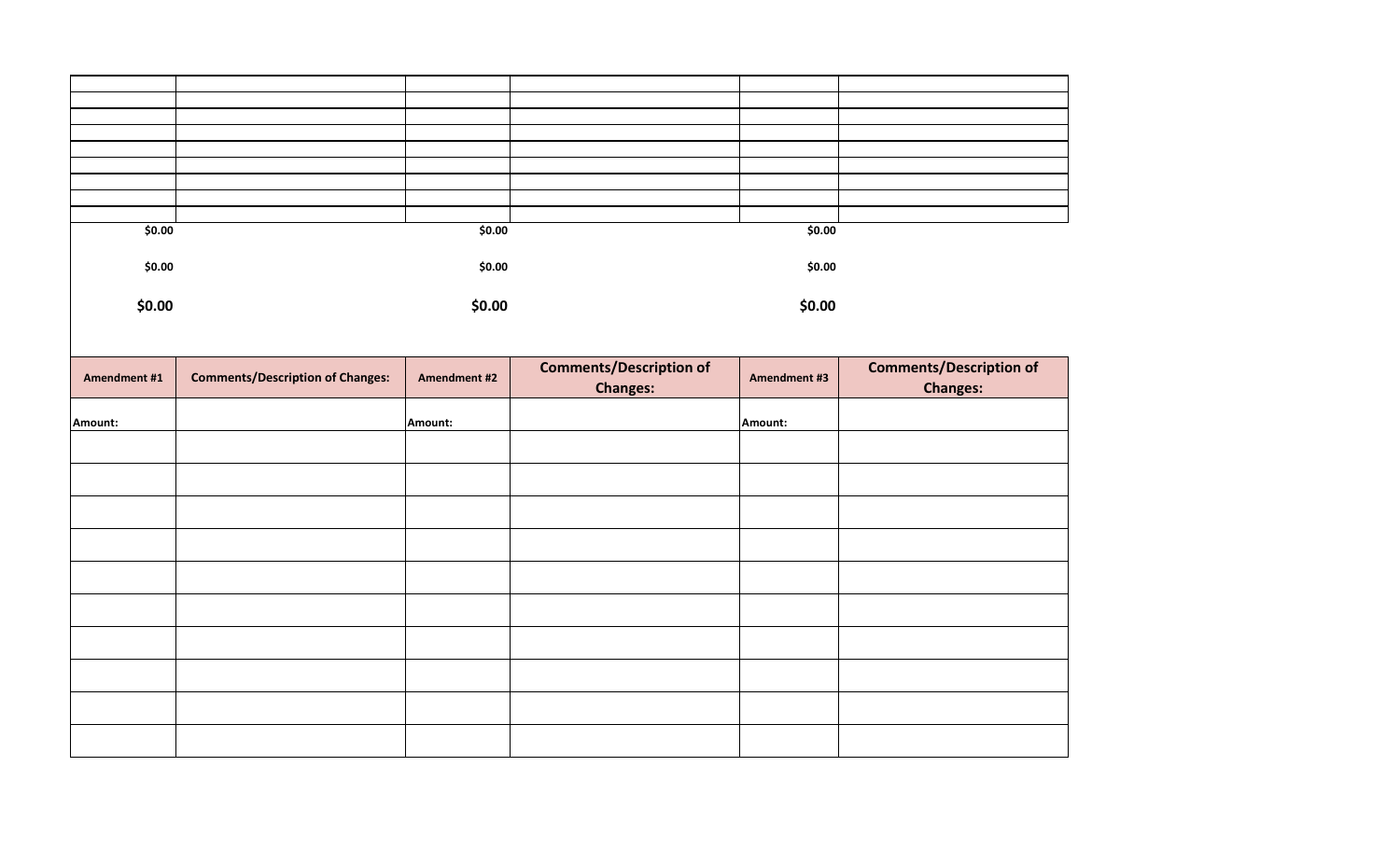| | | | | | |
|---|---|---|---|---|---|
| | | | | | |
| | | | | | |
| | | | | | |
| | | | | | |
| | | | | | |
| | | | | | |
| | | | | | |
| | | | | | |
| | | | | | |

| | | | | | |
|---|---|---|---|---|---|
| **$0.00** | | **$0.00** | | **$0.00** | |
| **$0.00** | | **$0.00** | | **$0.00** | |
| **$0.00** | | **$0.00** | | **$0.00** | |

| Amendment #1 | Comments/Description of Changes: | Amendment #2 | Comments/Description of Changes: | Amendment #3 | Comments/Description of Changes: |
|---|---|---|---|---|---|
| **Amount:** | | **Amount:** | | **Amount:** | |
| | | | | | |
| | | | | | |
| | | | | | |
| | | | | | |
| | | | | | |
| | | | | | |
| | | | | | |
| | | | | | |
| | | | | | |
| | | | | | |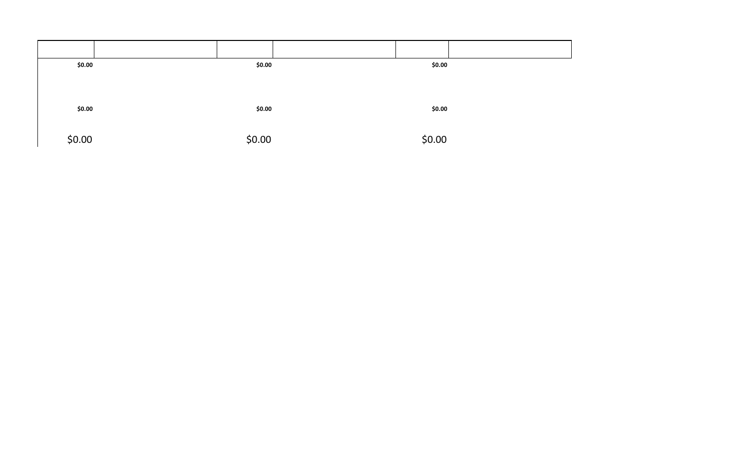| | | | | | |
|---|---|---|---|---|---|
| $0.00 | | $0.00 | | $0.00 | |
| $0.00 | | $0.00 | | $0.00 | |
| $0.00 | | $0.00 | | $0.00 | |